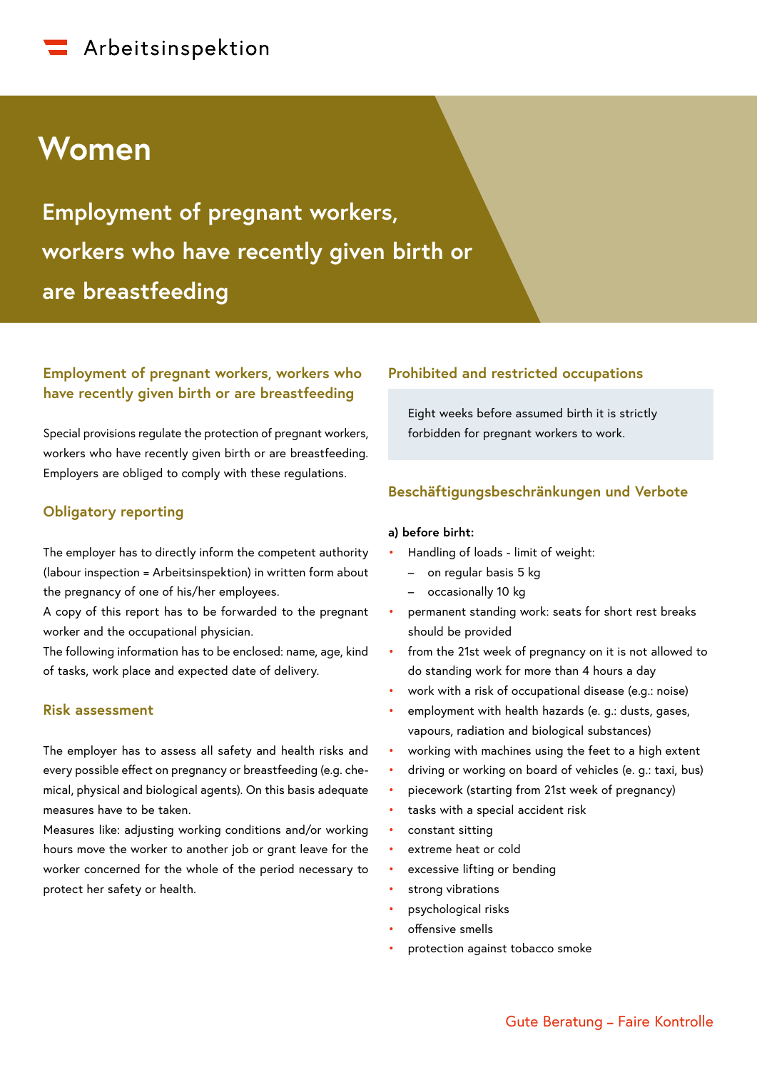Arbeitsinspektion

# Women

## Employment of pregnant workers, workers who have recently given birth or are breastfeeding

### Employment of pregnant workers, workers who have recently given birth or are breastfeeding

Special provisions regulate the protection of pregnant workers, workers who have recently given birth or are breastfeeding. Employers are obliged to comply with these regulations.

### Obligatory reporting

The employer has to directly inform the competent authority (labour inspection = Arbeitsinspektion) in written form about the pregnancy of one of his/her employees.
A copy of this report has to be forwarded to the pregnant worker and the occupational physician.
The following information has to be enclosed: name, age, kind of tasks, work place and expected date of delivery.

### Risk assessment

The employer has to assess all safety and health risks and every possible effect on pregnancy or breastfeeding (e.g. chemical, physical and biological agents). On this basis adequate measures have to be taken.
Measures like: adjusting working conditions and/or working hours move the worker to another job or grant leave for the worker concerned for the whole of the period necessary to protect her safety or health.

### Prohibited and restricted occupations

Eight weeks before assumed birth it is strictly forbidden for pregnant workers to work.

### Beschäftigungsbeschränkungen und Verbote

**a) before birht:**

- Handling of loads - limit of weight:
  - on regular basis 5 kg
  - occasionally 10 kg
- permanent standing work: seats for short rest breaks should be provided
- from the 21st week of pregnancy on it is not allowed to do standing work for more than 4 hours a day
- work with a risk of occupational disease (e.g.: noise)
- employment with health hazards (e. g.: dusts, gases, vapours, radiation and biological substances)
- working with machines using the feet to a high extent
- driving or working on board of vehicles (e. g.: taxi, bus)
- piecework (starting from 21st week of pregnancy)
- tasks with a special accident risk
- constant sitting
- extreme heat or cold
- excessive lifting or bending
- strong vibrations
- psychological risks
- offensive smells
- protection against tobacco smoke

Gute Beratung – Faire Kontrolle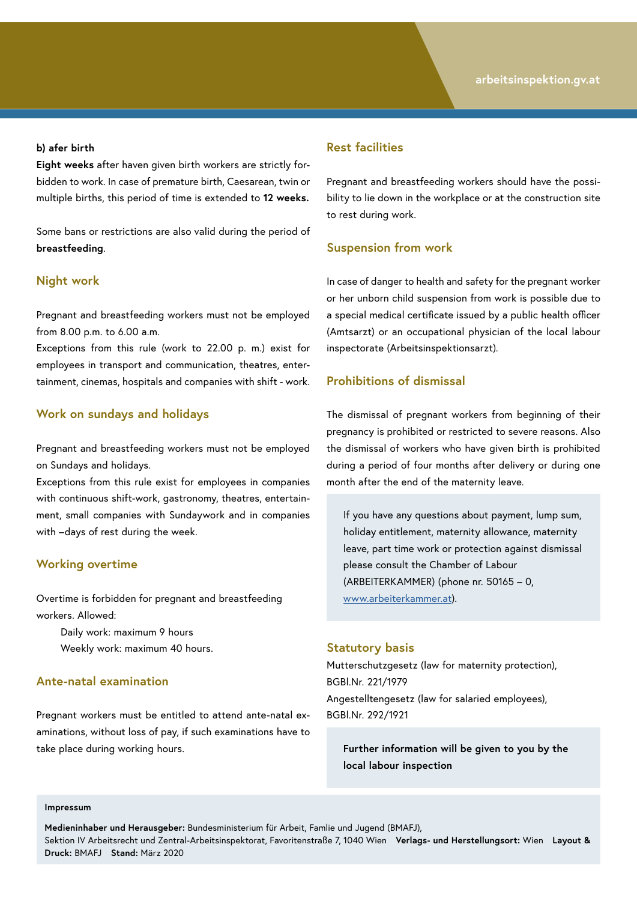**b) afer birth**

**Eight weeks** after haven given birth workers are strictly forbidden to work. In case of premature birth, Caesarean, twin or multiple births, this period of time is extended to **12 weeks.**

Some bans or restrictions are also valid during the period of **breastfeeding**.

## Night work

Pregnant and breastfeeding workers must not be employed from 8.00 p.m. to 6.00 a.m.

Exceptions from this rule (work to 22.00 p. m.) exist for employees in transport and communication, theatres, entertainment, cinemas, hospitals and companies with shift - work.

## Work on sundays and holidays

Pregnant and breastfeeding workers must not be employed on Sundays and holidays.

Exceptions from this rule exist for employees in companies with continuous shift-work, gastronomy, theatres, entertainment, small companies with Sundaywork and in companies with –days of rest during the week.

## Working overtime

Overtime is forbidden for pregnant and breastfeeding workers. Allowed:

Daily work: maximum 9 hours
Weekly work: maximum 40 hours.

## Ante-natal examination

Pregnant workers must be entitled to attend ante-natal examinations, without loss of pay, if such examinations have to take place during working hours.

## Rest facilities

Pregnant and breastfeeding workers should have the possibility to lie down in the workplace or at the construction site to rest during work.

## Suspension from work

In case of danger to health and safety for the pregnant worker or her unborn child suspension from work is possible due to a special medical certificate issued by a public health officer (Amtsarzt) or an occupational physician of the local labour inspectorate (Arbeitsinspektionsarzt).

## Prohibitions of dismissal

The dismissal of pregnant workers from beginning of their pregnancy is prohibited or restricted to severe reasons. Also the dismissal of workers who have given birth is prohibited during a period of four months after delivery or during one month after the end of the maternity leave.

If you have any questions about payment, lump sum, holiday entitlement, maternity allowance, maternity leave, part time work or protection against dismissal please consult the Chamber of Labour (ARBEITERKAMMER) (phone nr. 50165 – 0, www.arbeiterkammer.at).

## Statutory basis

Mutterschutzgesetz (law for maternity protection), BGBl.Nr. 221/1979
Angestelltengesetz (law for salaried employees), BGBl.Nr. 292/1921

**Further information will be given to you by the local labour inspection**

**Impressum**

**Medieninhaber und Herausgeber:** Bundesministerium für Arbeit, Famlie und Jugend (BMAFJ), Sektion IV Arbeitsrecht und Zentral-Arbeitsinspektorat, Favoritenstraße 7, 1040 Wien **Verlags- und Herstellungsort:** Wien **Layout & Druck:** BMAFJ **Stand:** März 2020